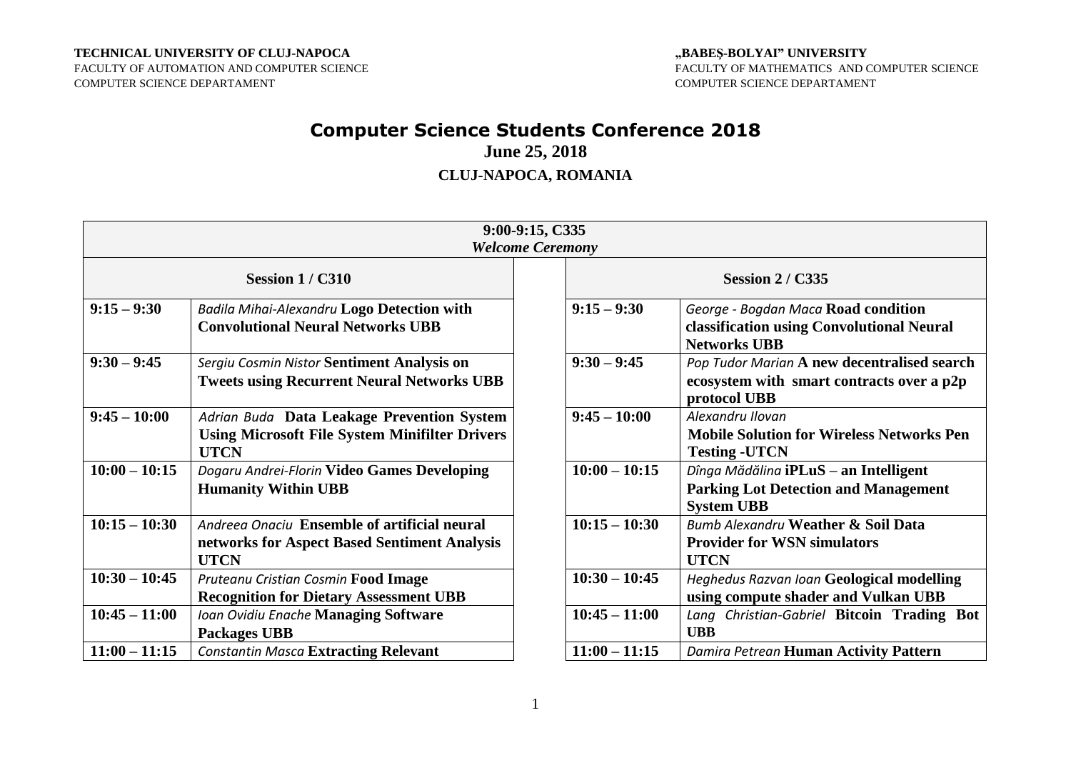**TECHNICAL UNIVERSITY OF CLUJ-NAPOCA**
FACULTY OF AUTOMATION AND COMPUTER SCIENCE
COMPUTER SCIENCE DEPARTAMENT

**„BABEŞ-BOLYAI" UNIVERSITY**
FACULTY OF MATHEMATICS AND COMPUTER SCIENCE
COMPUTER SCIENCE DEPARTAMENT

# Computer Science Students Conference 2018

## June 25, 2018

### CLUJ-NAPOCA, ROMANIA

**9:00-9:15, C335**
***Welcome Ceremony***

| Session 1 / C310 | | | Session 2 / C335 | |
|---|---|---|---|---|
| **9:15 – 9:30** | *Badila Mihai-Alexandru* **Logo Detection with Convolutional Neural Networks UBB** | | **9:15 – 9:30** | *George - Bogdan Maca* **Road condition classification using Convolutional Neural Networks UBB** |
| **9:30 – 9:45** | *Sergiu Cosmin Nistor* **Sentiment Analysis on Tweets using Recurrent Neural Networks UBB** | | **9:30 – 9:45** | *Pop Tudor Marian* **A new decentralised search ecosystem with smart contracts over a p2p protocol UBB** |
| **9:45 – 10:00** | *Adrian Buda* **Data Leakage Prevention System Using Microsoft File System Minifilter Drivers UTCN** | | **9:45 – 10:00** | *Alexandru Ilovan* **Mobile Solution for Wireless Networks Pen Testing -UTCN** |
| **10:00 – 10:15** | *Dogaru Andrei-Florin* **Video Games Developing Humanity Within UBB** | | **10:00 – 10:15** | *Dînga Mădălina* **iPLuS – an Intelligent Parking Lot Detection and Management System UBB** |
| **10:15 – 10:30** | *Andreea Onaciu* **Ensemble of artificial neural networks for Aspect Based Sentiment Analysis UTCN** | | **10:15 – 10:30** | *Bumb Alexandru* **Weather & Soil Data Provider for WSN simulators UTCN** |
| **10:30 – 10:45** | *Pruteanu Cristian Cosmin* **Food Image Recognition for Dietary Assessment UBB** | | **10:30 – 10:45** | *Heghedus Razvan Ioan* **Geological modelling using compute shader and Vulkan UBB** |
| **10:45 – 11:00** | *Ioan Ovidiu Enache* **Managing Software Packages UBB** | | **10:45 – 11:00** | *Lang Christian-Gabriel* **Bitcoin Trading Bot UBB** |
| **11:00 – 11:15** | *Constantin Masca* **Extracting Relevant** | | **11:00 – 11:15** | *Damira Petrean* **Human Activity Pattern** |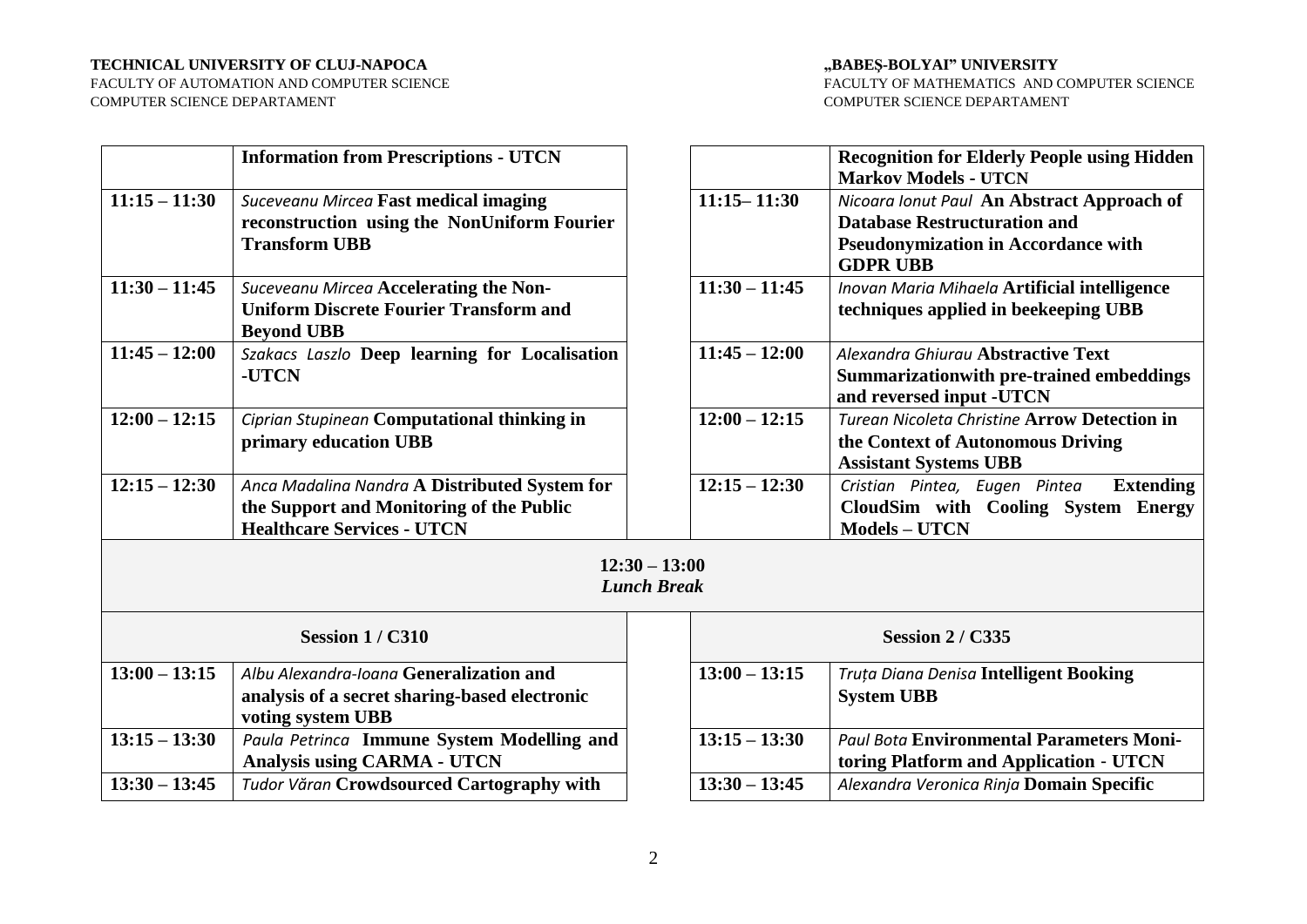| | | | |
|---|---|---|---|
| | **Information from Prescriptions - UTCN** | | **Recognition for Elderly People using Hidden Markov Models - UTCN** |
| **11:15 – 11:30** | *Suceveanu Mircea* **Fast medical imaging reconstruction using the NonUniform Fourier Transform UBB** | **11:15– 11:30** | *Nicoara Ionut Paul* **An Abstract Approach of Database Restructuration and Pseudonymization in Accordance with GDPR UBB** |
| **11:30 – 11:45** | *Suceveanu Mircea* **Accelerating the Non-Uniform Discrete Fourier Transform and Beyond UBB** | **11:30 – 11:45** | *Inovan Maria Mihaela* **Artificial intelligence techniques applied in beekeeping UBB** |
| **11:45 – 12:00** | *Szakacs Laszlo* **Deep learning for Localisation -UTCN** | **11:45 – 12:00** | *Alexandra Ghiurau* **Abstractive Text Summarizationwith pre-trained embeddings and reversed input -UTCN** |
| **12:00 – 12:15** | *Ciprian Stupinean* **Computational thinking in primary education UBB** | **12:00 – 12:15** | *Turean Nicoleta Christine* **Arrow Detection in the Context of Autonomous Driving Assistant Systems UBB** |
| **12:15 – 12:30** | *Anca Madalina Nandra* **A Distributed System for the Support and Monitoring of the Public Healthcare Services - UTCN** | **12:15 – 12:30** | *Cristian Pintea, Eugen Pintea* **Extending CloudSim with Cooling System Energy Models – UTCN** |

**12:30 – 13:00**
***Lunch Break***

| **Session 1 / C310** | | **Session 2 / C335** | |
|---|---|---|---|
| **13:00 – 13:15** | *Albu Alexandra-Ioana* **Generalization and analysis of a secret sharing-based electronic voting system UBB** | **13:00 – 13:15** | *Truța Diana Denisa* **Intelligent Booking System UBB** |
| **13:15 – 13:30** | *Paula Petrinca* **Immune System Modelling and Analysis using CARMA - UTCN** | **13:15 – 13:30** | *Paul Bota* **Environmental Parameters Moni-toring Platform and Application - UTCN** |
| **13:30 – 13:45** | *Tudor Văran* **Crowdsourced Cartography with** | **13:30 – 13:45** | *Alexandra Veronica Rinja* **Domain Specific** |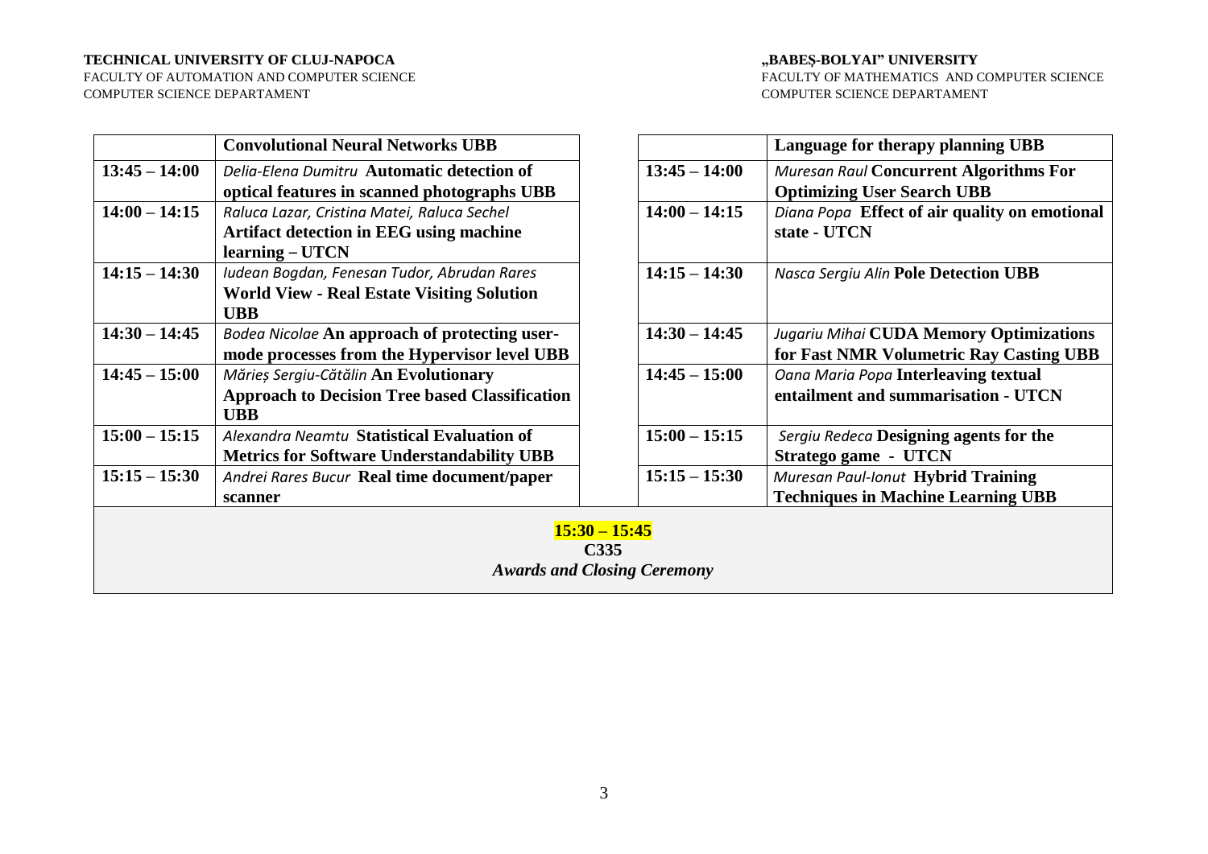**TECHNICAL UNIVERSITY OF CLUJ-NAPOCA**
FACULTY OF AUTOMATION AND COMPUTER SCIENCE
COMPUTER SCIENCE DEPARTAMENT

**„BABEȘ-BOLYAI" UNIVERSITY**
FACULTY OF MATHEMATICS AND COMPUTER SCIENCE
COMPUTER SCIENCE DEPARTAMENT

| | |
|---|---|
| | **Convolutional Neural Networks UBB** |
| **13:45 – 14:00** | *Delia-Elena Dumitru* **Automatic detection of optical features in scanned photographs UBB** |
| **14:00 – 14:15** | *Raluca Lazar, Cristina Matei, Raluca Sechel* **Artifact detection in EEG using machine learning – UTCN** |
| **14:15 – 14:30** | *Iudean Bogdan, Fenesan Tudor, Abrudan Rares* **World View - Real Estate Visiting Solution UBB** |
| **14:30 – 14:45** | *Bodea Nicolae* **An approach of protecting user-mode processes from the Hypervisor level UBB** |
| **14:45 – 15:00** | *Mărieș Sergiu-Cătălin* **An Evolutionary Approach to Decision Tree based Classification UBB** |
| **15:00 – 15:15** | *Alexandra Neamtu* **Statistical Evaluation of Metrics for Software Understandability UBB** |
| **15:15 – 15:30** | *Andrei Rares Bucur* **Real time document/paper scanner** |

| | |
|---|---|
| | **Language for therapy planning UBB** |
| **13:45 – 14:00** | *Muresan Raul* **Concurrent Algorithms For Optimizing User Search UBB** |
| **14:00 – 14:15** | *Diana Popa* **Effect of air quality on emotional state - UTCN** |
| **14:15 – 14:30** | *Nasca Sergiu Alin* **Pole Detection UBB** |
| **14:30 – 14:45** | *Jugariu Mihai* **CUDA Memory Optimizations for Fast NMR Volumetric Ray Casting UBB** |
| **14:45 – 15:00** | *Oana Maria Popa* **Interleaving textual entailment and summarisation - UTCN** |
| **15:00 – 15:15** | *Sergiu Redeca* **Designing agents for the Stratego game - UTCN** |
| **15:15 – 15:30** | *Muresan Paul-Ionut* **Hybrid Training Techniques in Machine Learning UBB** |

**15:30 – 15:45**
**C335**
***Awards and Closing Ceremony***